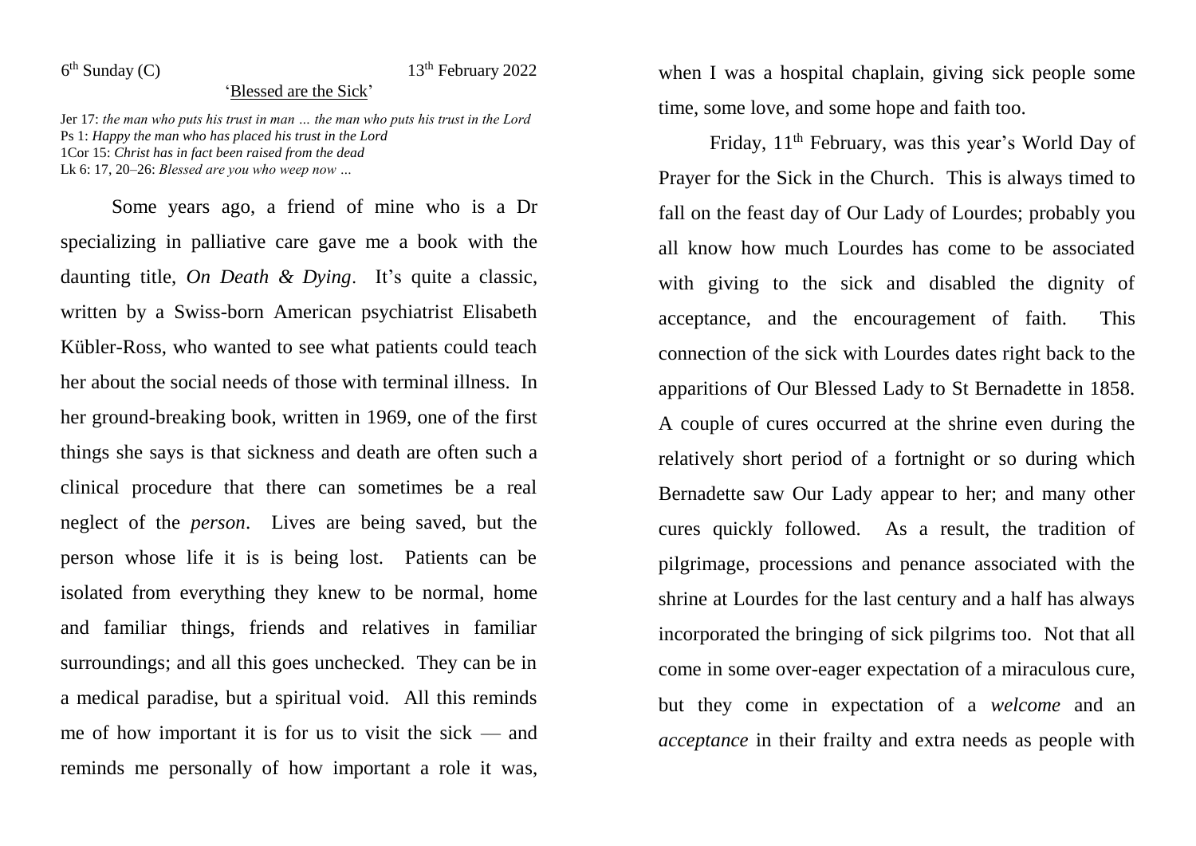6th Sunday (C) 13th February 2022

## 'Blessed are the Sick'

Jer 17: *the man who puts his trust in man … the man who puts his trust in the Lord*
Ps 1: *Happy the man who has placed his trust in the Lord*
1Cor 15: *Christ has in fact been raised from the dead*
Lk 6: 17, 20–26: *Blessed are you who weep now …*

Some years ago, a friend of mine who is a Dr specializing in palliative care gave me a book with the daunting title, *On Death & Dying*. It's quite a classic, written by a Swiss-born American psychiatrist Elisabeth Kübler-Ross, who wanted to see what patients could teach her about the social needs of those with terminal illness. In her ground-breaking book, written in 1969, one of the first things she says is that sickness and death are often such a clinical procedure that there can sometimes be a real neglect of the *person*. Lives are being saved, but the person whose life it is is being lost. Patients can be isolated from everything they knew to be normal, home and familiar things, friends and relatives in familiar surroundings; and all this goes unchecked. They can be in a medical paradise, but a spiritual void. All this reminds me of how important it is for us to visit the sick — and reminds me personally of how important a role it was, when I was a hospital chaplain, giving sick people some time, some love, and some hope and faith too.

Friday, 11th February, was this year's World Day of Prayer for the Sick in the Church. This is always timed to fall on the feast day of Our Lady of Lourdes; probably you all know how much Lourdes has come to be associated with giving to the sick and disabled the dignity of acceptance, and the encouragement of faith. This connection of the sick with Lourdes dates right back to the apparitions of Our Blessed Lady to St Bernadette in 1858. A couple of cures occurred at the shrine even during the relatively short period of a fortnight or so during which Bernadette saw Our Lady appear to her; and many other cures quickly followed. As a result, the tradition of pilgrimage, processions and penance associated with the shrine at Lourdes for the last century and a half has always incorporated the bringing of sick pilgrims too. Not that all come in some over-eager expectation of a miraculous cure, but they come in expectation of a *welcome* and an *acceptance* in their frailty and extra needs as people with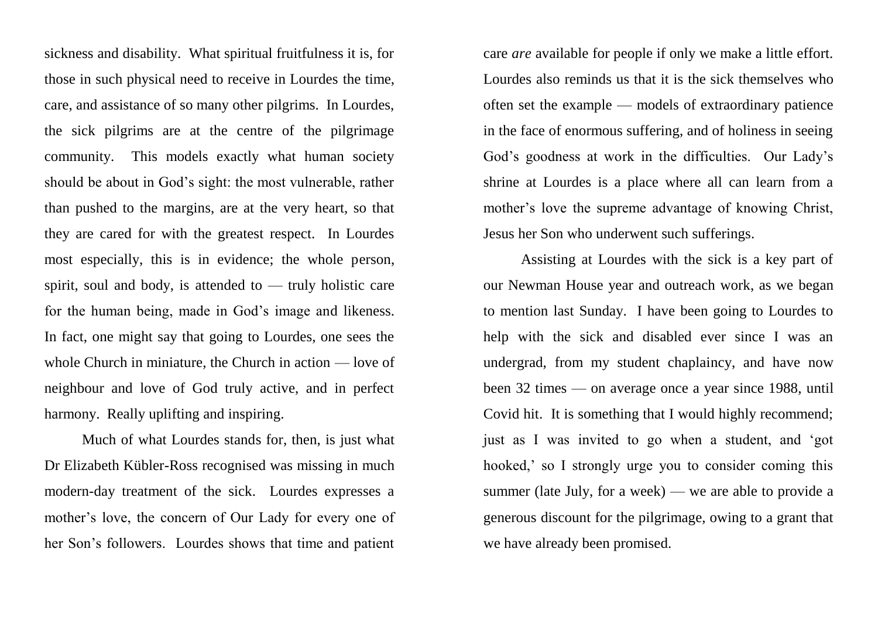sickness and disability. What spiritual fruitfulness it is, for those in such physical need to receive in Lourdes the time, care, and assistance of so many other pilgrims. In Lourdes, the sick pilgrims are at the centre of the pilgrimage community. This models exactly what human society should be about in God's sight: the most vulnerable, rather than pushed to the margins, are at the very heart, so that they are cared for with the greatest respect. In Lourdes most especially, this is in evidence; the whole person, spirit, soul and body, is attended to — truly holistic care for the human being, made in God's image and likeness. In fact, one might say that going to Lourdes, one sees the whole Church in miniature, the Church in action — love of neighbour and love of God truly active, and in perfect harmony. Really uplifting and inspiring.

Much of what Lourdes stands for, then, is just what Dr Elizabeth Kübler-Ross recognised was missing in much modern-day treatment of the sick. Lourdes expresses a mother's love, the concern of Our Lady for every one of her Son's followers. Lourdes shows that time and patient care *are* available for people if only we make a little effort. Lourdes also reminds us that it is the sick themselves who often set the example — models of extraordinary patience in the face of enormous suffering, and of holiness in seeing God's goodness at work in the difficulties. Our Lady's shrine at Lourdes is a place where all can learn from a mother's love the supreme advantage of knowing Christ, Jesus her Son who underwent such sufferings.

Assisting at Lourdes with the sick is a key part of our Newman House year and outreach work, as we began to mention last Sunday. I have been going to Lourdes to help with the sick and disabled ever since I was an undergrad, from my student chaplaincy, and have now been 32 times — on average once a year since 1988, until Covid hit. It is something that I would highly recommend; just as I was invited to go when a student, and 'got hooked,' so I strongly urge you to consider coming this summer (late July, for a week) — we are able to provide a generous discount for the pilgrimage, owing to a grant that we have already been promised.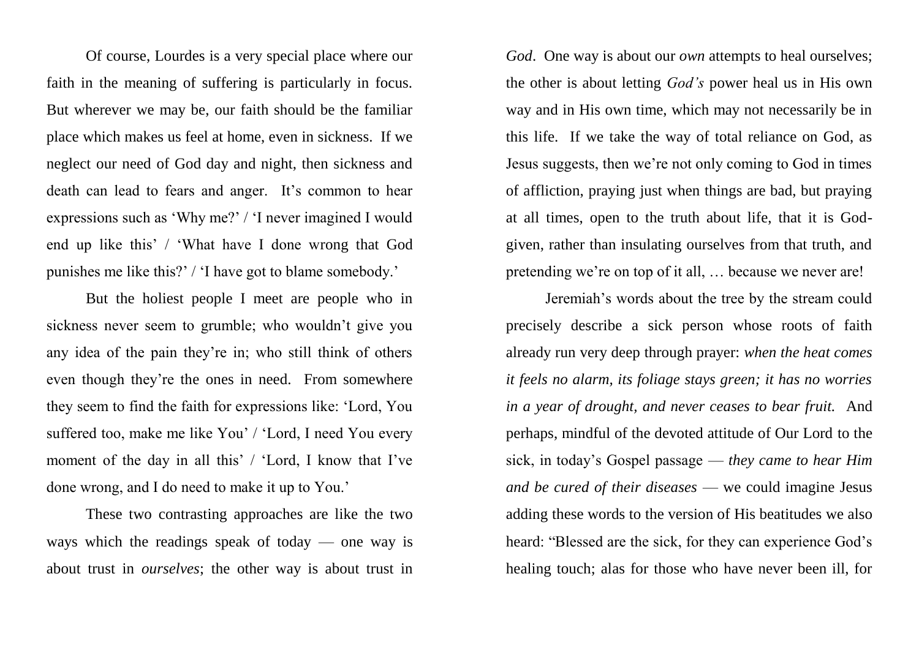Of course, Lourdes is a very special place where our faith in the meaning of suffering is particularly in focus. But wherever we may be, our faith should be the familiar place which makes us feel at home, even in sickness. If we neglect our need of God day and night, then sickness and death can lead to fears and anger. It's common to hear expressions such as 'Why me?' / 'I never imagined I would end up like this' / 'What have I done wrong that God punishes me like this?' / 'I have got to blame somebody.'

But the holiest people I meet are people who in sickness never seem to grumble; who wouldn't give you any idea of the pain they're in; who still think of others even though they're the ones in need. From somewhere they seem to find the faith for expressions like: 'Lord, You suffered too, make me like You' / 'Lord, I need You every moment of the day in all this' / 'Lord, I know that I've done wrong, and I do need to make it up to You.'

These two contrasting approaches are like the two ways which the readings speak of today — one way is about trust in *ourselves*; the other way is about trust in *God*. One way is about our *own* attempts to heal ourselves; the other is about letting *God's* power heal us in His own way and in His own time, which may not necessarily be in this life. If we take the way of total reliance on God, as Jesus suggests, then we're not only coming to God in times of affliction, praying just when things are bad, but praying at all times, open to the truth about life, that it is God-given, rather than insulating ourselves from that truth, and pretending we're on top of it all, … because we never are!

Jeremiah's words about the tree by the stream could precisely describe a sick person whose roots of faith already run very deep through prayer: *when the heat comes it feels no alarm, its foliage stays green; it has no worries in a year of drought, and never ceases to bear fruit.* And perhaps, mindful of the devoted attitude of Our Lord to the sick, in today's Gospel passage — *they came to hear Him and be cured of their diseases* — we could imagine Jesus adding these words to the version of His beatitudes we also heard: "Blessed are the sick, for they can experience God's healing touch; alas for those who have never been ill, for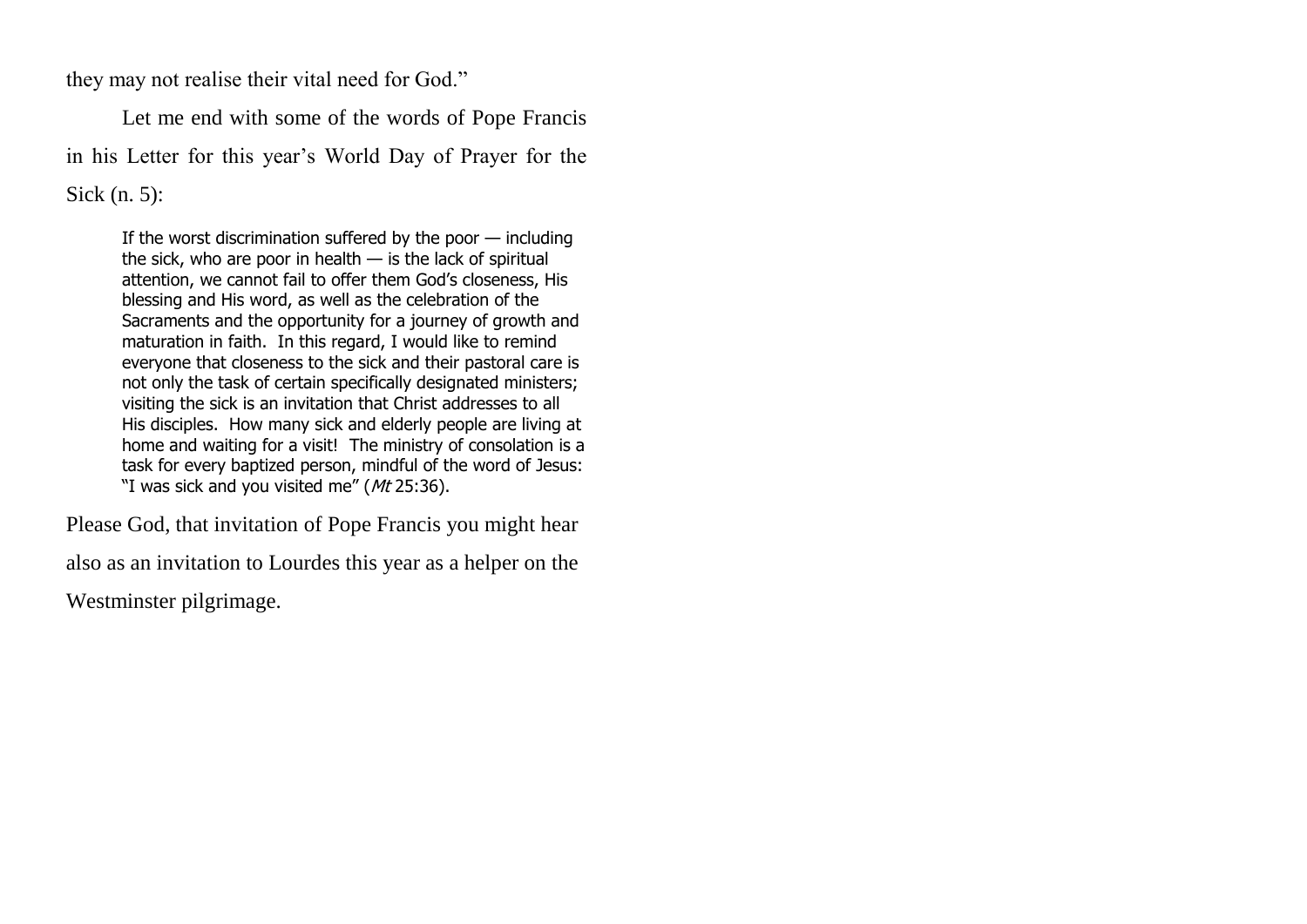they may not realise their vital need for God."

Let me end with some of the words of Pope Francis in his Letter for this year's World Day of Prayer for the Sick (n. 5):

> If the worst discrimination suffered by the poor — including the sick, who are poor in health — is the lack of spiritual attention, we cannot fail to offer them God's closeness, His blessing and His word, as well as the celebration of the Sacraments and the opportunity for a journey of growth and maturation in faith. In this regard, I would like to remind everyone that closeness to the sick and their pastoral care is not only the task of certain specifically designated ministers; visiting the sick is an invitation that Christ addresses to all His disciples. How many sick and elderly people are living at home and waiting for a visit! The ministry of consolation is a task for every baptized person, mindful of the word of Jesus: "I was sick and you visited me" (*Mt* 25:36).

Please God, that invitation of Pope Francis you might hear also as an invitation to Lourdes this year as a helper on the Westminster pilgrimage.